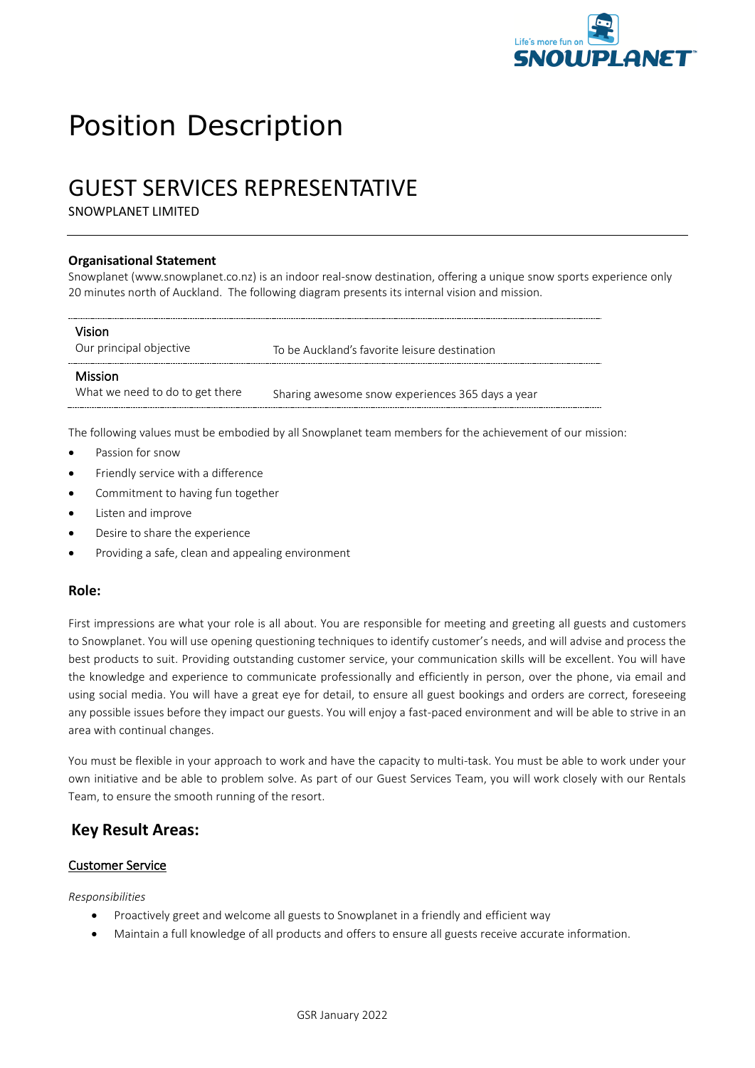# Position Description

## GUEST SERVICES REPRESENTATIVE

SNOWPLANET LIMITED

---

**Organisational Statement**

Snowplanet (www.snowplanet.co.nz) is an indoor real-snow destination, offering a unique snow sports experience only 20 minutes north of Auckland. The following diagram presents its internal vision and mission.

| | |
|---|---|
| **Vision**<br>Our principal objective | To be Auckland's favorite leisure destination |
| **Mission**<br>What we need to do to get there | Sharing awesome snow experiences 365 days a year |

The following values must be embodied by all Snowplanet team members for the achievement of our mission:

- Passion for snow
- Friendly service with a difference
- Commitment to having fun together
- Listen and improve
- Desire to share the experience
- Providing a safe, clean and appealing environment

### Role:

First impressions are what your role is all about. You are responsible for meeting and greeting all guests and customers to Snowplanet. You will use opening questioning techniques to identify customer's needs, and will advise and process the best products to suit. Providing outstanding customer service, your communication skills will be excellent. You will have the knowledge and experience to communicate professionally and efficiently in person, over the phone, via email and using social media. You will have a great eye for detail, to ensure all guest bookings and orders are correct, foreseeing any possible issues before they impact our guests. You will enjoy a fast-paced environment and will be able to strive in an area with continual changes.

You must be flexible in your approach to work and have the capacity to multi-task. You must be able to work under your own initiative and be able to problem solve. As part of our Guest Services Team, you will work closely with our Rentals Team, to ensure the smooth running of the resort.

## Key Result Areas:

<u>Customer Service</u>

*Responsibilities*

- Proactively greet and welcome all guests to Snowplanet in a friendly and efficient way
- Maintain a full knowledge of all products and offers to ensure all guests receive accurate information.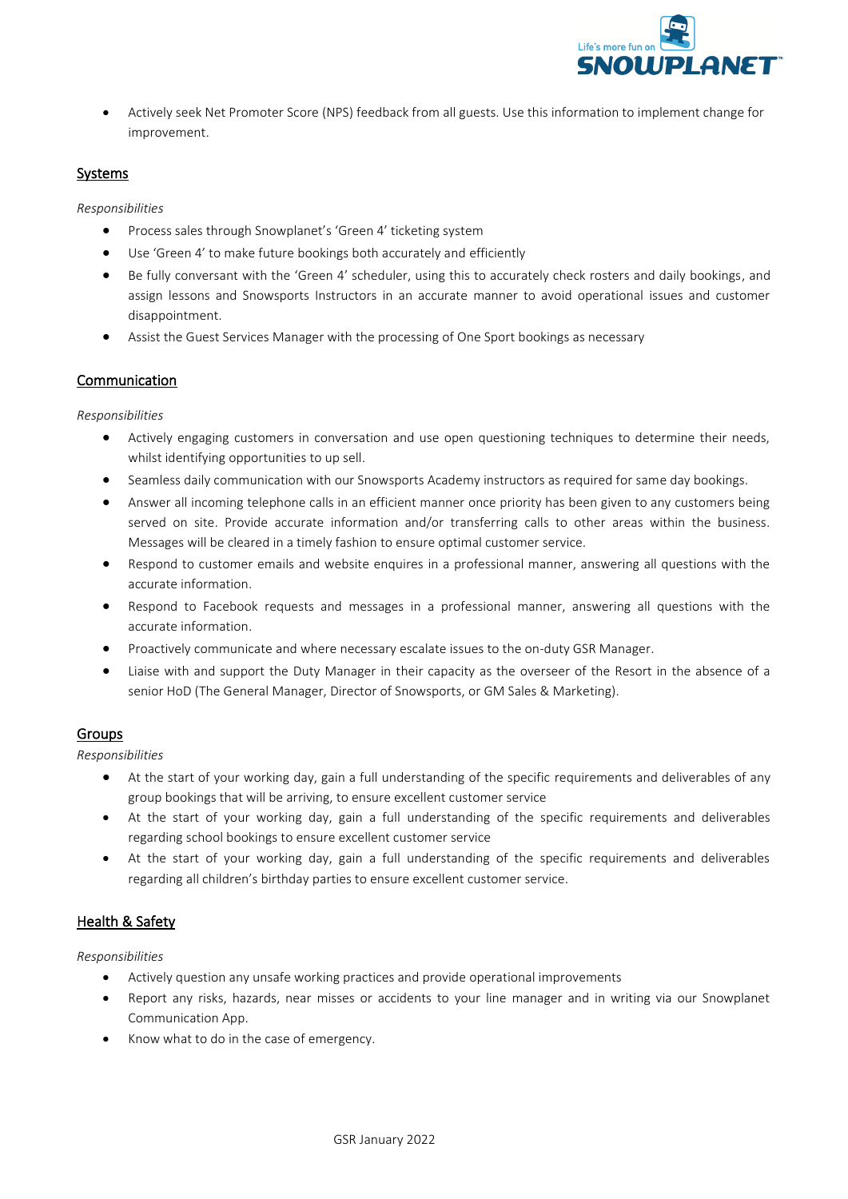- Actively seek Net Promoter Score (NPS) feedback from all guests. Use this information to implement change for improvement.

## Systems

*Responsibilities*

- Process sales through Snowplanet's 'Green 4' ticketing system
- Use 'Green 4' to make future bookings both accurately and efficiently
- Be fully conversant with the 'Green 4' scheduler, using this to accurately check rosters and daily bookings, and assign lessons and Snowsports Instructors in an accurate manner to avoid operational issues and customer disappointment.
- Assist the Guest Services Manager with the processing of One Sport bookings as necessary

## Communication

*Responsibilities*

- Actively engaging customers in conversation and use open questioning techniques to determine their needs, whilst identifying opportunities to up sell.
- Seamless daily communication with our Snowsports Academy instructors as required for same day bookings.
- Answer all incoming telephone calls in an efficient manner once priority has been given to any customers being served on site. Provide accurate information and/or transferring calls to other areas within the business. Messages will be cleared in a timely fashion to ensure optimal customer service.
- Respond to customer emails and website enquires in a professional manner, answering all questions with the accurate information.
- Respond to Facebook requests and messages in a professional manner, answering all questions with the accurate information.
- Proactively communicate and where necessary escalate issues to the on-duty GSR Manager.
- Liaise with and support the Duty Manager in their capacity as the overseer of the Resort in the absence of a senior HoD (The General Manager, Director of Snowsports, or GM Sales & Marketing).

## Groups

*Responsibilities*

- At the start of your working day, gain a full understanding of the specific requirements and deliverables of any group bookings that will be arriving, to ensure excellent customer service
- At the start of your working day, gain a full understanding of the specific requirements and deliverables regarding school bookings to ensure excellent customer service
- At the start of your working day, gain a full understanding of the specific requirements and deliverables regarding all children's birthday parties to ensure excellent customer service.

## Health & Safety

*Responsibilities*

- Actively question any unsafe working practices and provide operational improvements
- Report any risks, hazards, near misses or accidents to your line manager and in writing via our Snowplanet Communication App.
- Know what to do in the case of emergency.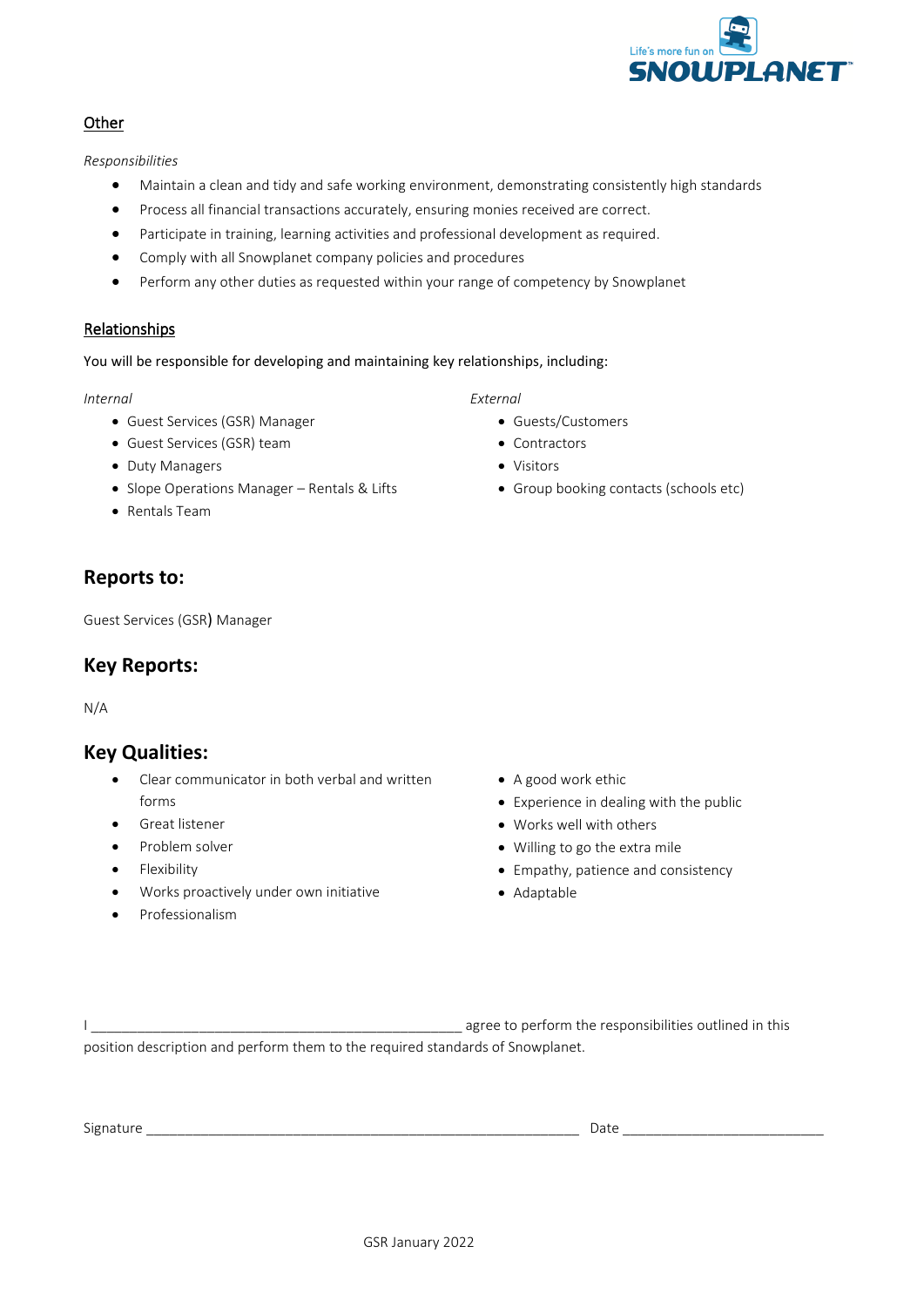## Other

*Responsibilities*

- Maintain a clean and tidy and safe working environment, demonstrating consistently high standards
- Process all financial transactions accurately, ensuring monies received are correct.
- Participate in training, learning activities and professional development as required.
- Comply with all Snowplanet company policies and procedures
- Perform any other duties as requested within your range of competency by Snowplanet

## Relationships

You will be responsible for developing and maintaining key relationships, including:

*Internal*

- Guest Services (GSR) Manager
- Guest Services (GSR) team
- Duty Managers
- Slope Operations Manager – Rentals & Lifts
- Rentals Team

*External*

- Guests/Customers
- Contractors
- Visitors
- Group booking contacts (schools etc)

# Reports to:

Guest Services (GSR) Manager

# Key Reports:

N/A

# Key Qualities:

- Clear communicator in both verbal and written forms
- Great listener
- Problem solver
- Flexibility
- Works proactively under own initiative
- Professionalism
- A good work ethic
- Experience in dealing with the public
- Works well with others
- Willing to go the extra mile
- Empathy, patience and consistency
- Adaptable

I __________________________________________________ agree to perform the responsibilities outlined in this position description and perform them to the required standards of Snowplanet.

Signature ___________________________________________________________ Date ___________________________

GSR January 2022